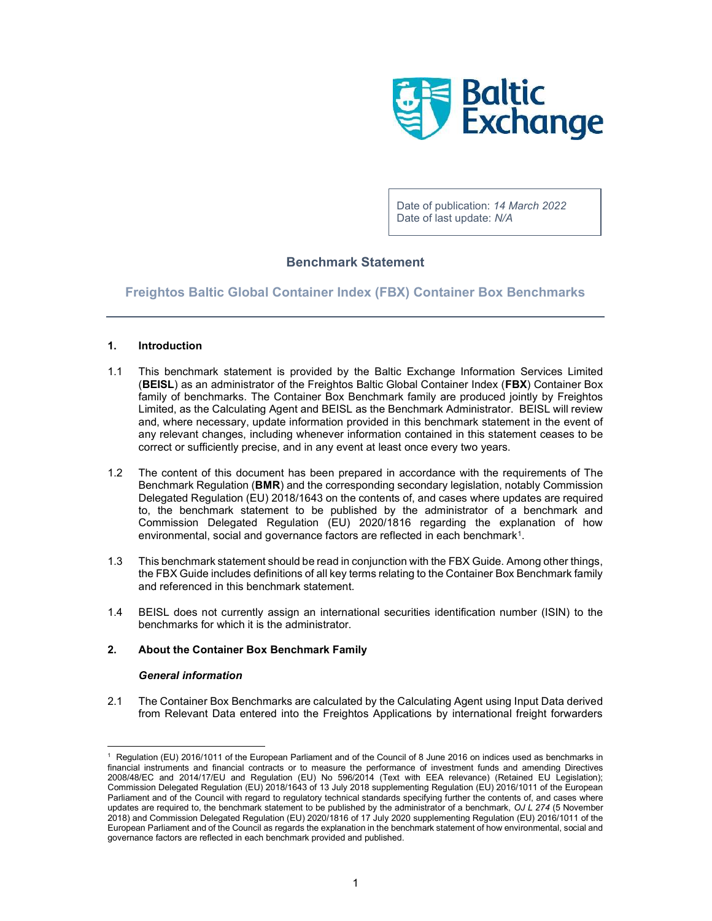Date of publication: *14 March 2022*
Date of last update: *N/A*

# Benchmark Statement

## Freightos Baltic Global Container Index (FBX) Container Box Benchmarks

### 1. Introduction

1.1 This benchmark statement is provided by the Baltic Exchange Information Services Limited (**BEISL**) as an administrator of the Freightos Baltic Global Container Index (**FBX**) Container Box family of benchmarks. The Container Box Benchmark family are produced jointly by Freightos Limited, as the Calculating Agent and BEISL as the Benchmark Administrator. BEISL will review and, where necessary, update information provided in this benchmark statement in the event of any relevant changes, including whenever information contained in this statement ceases to be correct or sufficiently precise, and in any event at least once every two years.

1.2 The content of this document has been prepared in accordance with the requirements of The Benchmark Regulation (**BMR**) and the corresponding secondary legislation, notably Commission Delegated Regulation (EU) 2018/1643 on the contents of, and cases where updates are required to, the benchmark statement to be published by the administrator of a benchmark and Commission Delegated Regulation (EU) 2020/1816 regarding the explanation of how environmental, social and governance factors are reflected in each benchmark[1].

1.3 This benchmark statement should be read in conjunction with the FBX Guide. Among other things, the FBX Guide includes definitions of all key terms relating to the Container Box Benchmark family and referenced in this benchmark statement.

1.4 BEISL does not currently assign an international securities identification number (ISIN) to the benchmarks for which it is the administrator.

### 2. About the Container Box Benchmark Family

#### *General information*

2.1 The Container Box Benchmarks are calculated by the Calculating Agent using Input Data derived from Relevant Data entered into the Freightos Applications by international freight forwarders

[1] Regulation (EU) 2016/1011 of the European Parliament and of the Council of 8 June 2016 on indices used as benchmarks in financial instruments and financial contracts or to measure the performance of investment funds and amending Directives 2008/48/EC and 2014/17/EU and Regulation (EU) No 596/2014 (Text with EEA relevance) (Retained EU Legislation); Commission Delegated Regulation (EU) 2018/1643 of 13 July 2018 supplementing Regulation (EU) 2016/1011 of the European Parliament and of the Council with regard to regulatory technical standards specifying further the contents of, and cases where updates are required to, the benchmark statement to be published by the administrator of a benchmark, *OJ L 274* (5 November 2018) and Commission Delegated Regulation (EU) 2020/1816 of 17 July 2020 supplementing Regulation (EU) 2016/1011 of the European Parliament and of the Council as regards the explanation in the benchmark statement of how environmental, social and governance factors are reflected in each benchmark provided and published.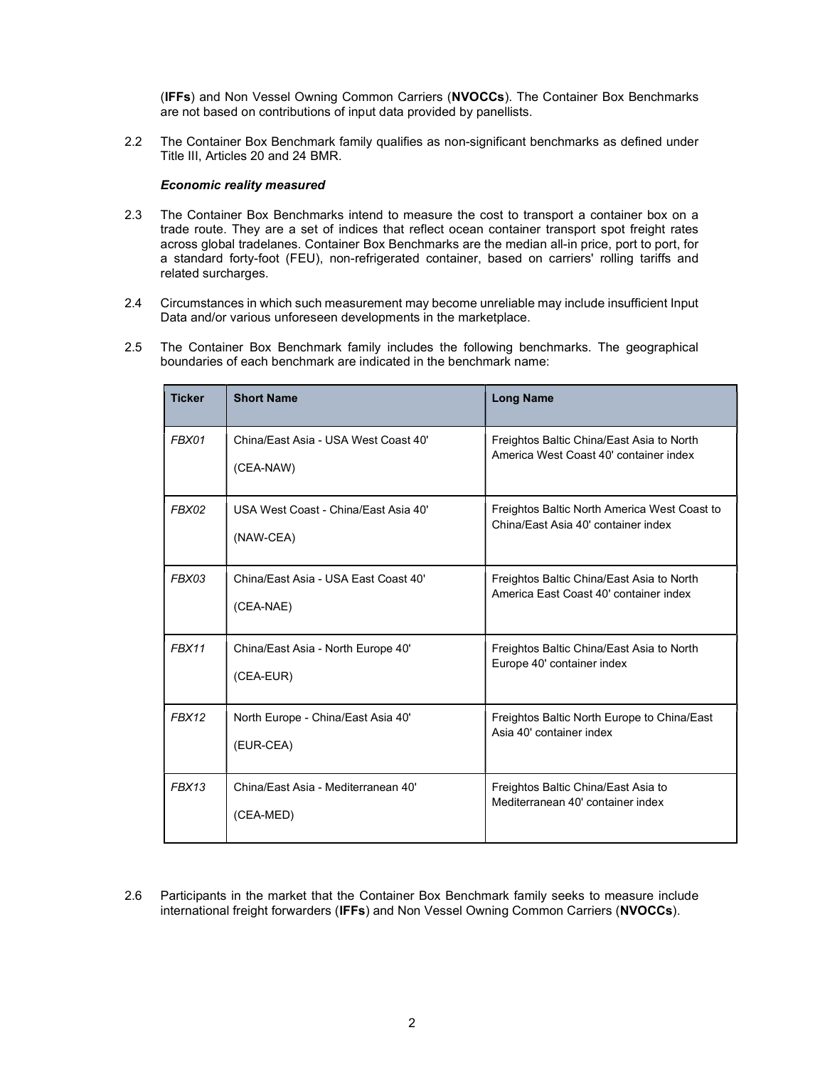(**IFFs**) and Non Vessel Owning Common Carriers (**NVOCCs**). The Container Box Benchmarks are not based on contributions of input data provided by panellists.

2.2 The Container Box Benchmark family qualifies as non-significant benchmarks as defined under Title III, Articles 20 and 24 BMR.

***Economic reality measured***

2.3 The Container Box Benchmarks intend to measure the cost to transport a container box on a trade route. They are a set of indices that reflect ocean container transport spot freight rates across global tradelanes. Container Box Benchmarks are the median all-in price, port to port, for a standard forty-foot (FEU), non-refrigerated container, based on carriers' rolling tariffs and related surcharges.

2.4 Circumstances in which such measurement may become unreliable may include insufficient Input Data and/or various unforeseen developments in the marketplace.

2.5 The Container Box Benchmark family includes the following benchmarks. The geographical boundaries of each benchmark are indicated in the benchmark name:

| Ticker | Short Name | Long Name |
|---|---|---|
| *FBX01* | China/East Asia - USA West Coast 40' (CEA-NAW) | Freightos Baltic China/East Asia to North America West Coast 40' container index |
| *FBX02* | USA West Coast - China/East Asia 40' (NAW-CEA) | Freightos Baltic North America West Coast to China/East Asia 40' container index |
| *FBX03* | China/East Asia - USA East Coast 40' (CEA-NAE) | Freightos Baltic China/East Asia to North America East Coast 40' container index |
| *FBX11* | China/East Asia - North Europe 40' (CEA-EUR) | Freightos Baltic China/East Asia to North Europe 40' container index |
| *FBX12* | North Europe - China/East Asia 40' (EUR-CEA) | Freightos Baltic North Europe to China/East Asia 40' container index |
| *FBX13* | China/East Asia - Mediterranean 40' (CEA-MED) | Freightos Baltic China/East Asia to Mediterranean 40' container index |

2.6 Participants in the market that the Container Box Benchmark family seeks to measure include international freight forwarders (**IFFs**) and Non Vessel Owning Common Carriers (**NVOCCs**).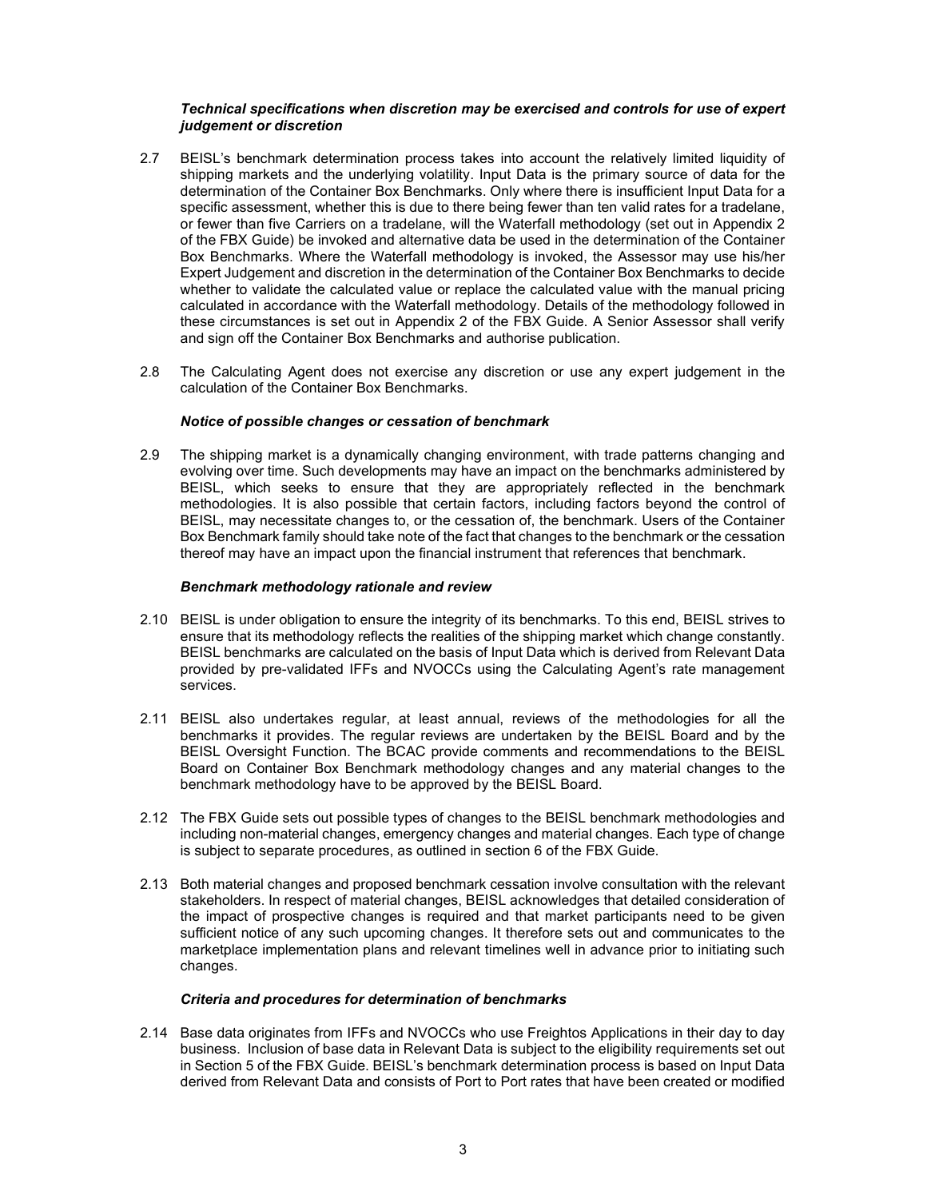***Technical specifications when discretion may be exercised and controls for use of expert judgement or discretion***

2.7 BEISL's benchmark determination process takes into account the relatively limited liquidity of shipping markets and the underlying volatility. Input Data is the primary source of data for the determination of the Container Box Benchmarks. Only where there is insufficient Input Data for a specific assessment, whether this is due to there being fewer than ten valid rates for a tradelane, or fewer than five Carriers on a tradelane, will the Waterfall methodology (set out in Appendix 2 of the FBX Guide) be invoked and alternative data be used in the determination of the Container Box Benchmarks. Where the Waterfall methodology is invoked, the Assessor may use his/her Expert Judgement and discretion in the determination of the Container Box Benchmarks to decide whether to validate the calculated value or replace the calculated value with the manual pricing calculated in accordance with the Waterfall methodology. Details of the methodology followed in these circumstances is set out in Appendix 2 of the FBX Guide. A Senior Assessor shall verify and sign off the Container Box Benchmarks and authorise publication.

2.8 The Calculating Agent does not exercise any discretion or use any expert judgement in the calculation of the Container Box Benchmarks.

***Notice of possible changes or cessation of benchmark***

2.9 The shipping market is a dynamically changing environment, with trade patterns changing and evolving over time. Such developments may have an impact on the benchmarks administered by BEISL, which seeks to ensure that they are appropriately reflected in the benchmark methodologies. It is also possible that certain factors, including factors beyond the control of BEISL, may necessitate changes to, or the cessation of, the benchmark. Users of the Container Box Benchmark family should take note of the fact that changes to the benchmark or the cessation thereof may have an impact upon the financial instrument that references that benchmark.

***Benchmark methodology rationale and review***

2.10 BEISL is under obligation to ensure the integrity of its benchmarks. To this end, BEISL strives to ensure that its methodology reflects the realities of the shipping market which change constantly. BEISL benchmarks are calculated on the basis of Input Data which is derived from Relevant Data provided by pre-validated IFFs and NVOCCs using the Calculating Agent's rate management services.

2.11 BEISL also undertakes regular, at least annual, reviews of the methodologies for all the benchmarks it provides. The regular reviews are undertaken by the BEISL Board and by the BEISL Oversight Function. The BCAC provide comments and recommendations to the BEISL Board on Container Box Benchmark methodology changes and any material changes to the benchmark methodology have to be approved by the BEISL Board.

2.12 The FBX Guide sets out possible types of changes to the BEISL benchmark methodologies and including non-material changes, emergency changes and material changes. Each type of change is subject to separate procedures, as outlined in section 6 of the FBX Guide.

2.13 Both material changes and proposed benchmark cessation involve consultation with the relevant stakeholders. In respect of material changes, BEISL acknowledges that detailed consideration of the impact of prospective changes is required and that market participants need to be given sufficient notice of any such upcoming changes. It therefore sets out and communicates to the marketplace implementation plans and relevant timelines well in advance prior to initiating such changes.

***Criteria and procedures for determination of benchmarks***

2.14 Base data originates from IFFs and NVOCCs who use Freightos Applications in their day to day business. Inclusion of base data in Relevant Data is subject to the eligibility requirements set out in Section 5 of the FBX Guide. BEISL's benchmark determination process is based on Input Data derived from Relevant Data and consists of Port to Port rates that have been created or modified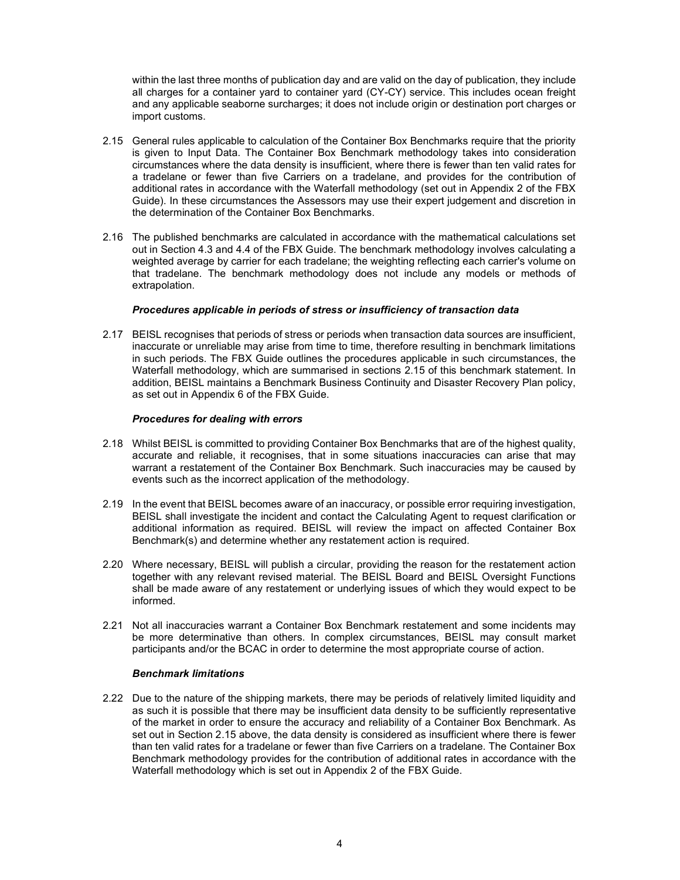within the last three months of publication day and are valid on the day of publication, they include all charges for a container yard to container yard (CY-CY) service. This includes ocean freight and any applicable seaborne surcharges; it does not include origin or destination port charges or import customs.

2.15 General rules applicable to calculation of the Container Box Benchmarks require that the priority is given to Input Data. The Container Box Benchmark methodology takes into consideration circumstances where the data density is insufficient, where there is fewer than ten valid rates for a tradelane or fewer than five Carriers on a tradelane, and provides for the contribution of additional rates in accordance with the Waterfall methodology (set out in Appendix 2 of the FBX Guide). In these circumstances the Assessors may use their expert judgement and discretion in the determination of the Container Box Benchmarks.

2.16 The published benchmarks are calculated in accordance with the mathematical calculations set out in Section 4.3 and 4.4 of the FBX Guide. The benchmark methodology involves calculating a weighted average by carrier for each tradelane; the weighting reflecting each carrier's volume on that tradelane. The benchmark methodology does not include any models or methods of extrapolation.

***Procedures applicable in periods of stress or insufficiency of transaction data***

2.17 BEISL recognises that periods of stress or periods when transaction data sources are insufficient, inaccurate or unreliable may arise from time to time, therefore resulting in benchmark limitations in such periods. The FBX Guide outlines the procedures applicable in such circumstances, the Waterfall methodology, which are summarised in sections 2.15 of this benchmark statement. In addition, BEISL maintains a Benchmark Business Continuity and Disaster Recovery Plan policy, as set out in Appendix 6 of the FBX Guide.

***Procedures for dealing with errors***

2.18 Whilst BEISL is committed to providing Container Box Benchmarks that are of the highest quality, accurate and reliable, it recognises, that in some situations inaccuracies can arise that may warrant a restatement of the Container Box Benchmark. Such inaccuracies may be caused by events such as the incorrect application of the methodology.

2.19 In the event that BEISL becomes aware of an inaccuracy, or possible error requiring investigation, BEISL shall investigate the incident and contact the Calculating Agent to request clarification or additional information as required. BEISL will review the impact on affected Container Box Benchmark(s) and determine whether any restatement action is required.

2.20 Where necessary, BEISL will publish a circular, providing the reason for the restatement action together with any relevant revised material. The BEISL Board and BEISL Oversight Functions shall be made aware of any restatement or underlying issues of which they would expect to be informed.

2.21 Not all inaccuracies warrant a Container Box Benchmark restatement and some incidents may be more determinative than others. In complex circumstances, BEISL may consult market participants and/or the BCAC in order to determine the most appropriate course of action.

***Benchmark limitations***

2.22 Due to the nature of the shipping markets, there may be periods of relatively limited liquidity and as such it is possible that there may be insufficient data density to be sufficiently representative of the market in order to ensure the accuracy and reliability of a Container Box Benchmark. As set out in Section 2.15 above, the data density is considered as insufficient where there is fewer than ten valid rates for a tradelane or fewer than five Carriers on a tradelane. The Container Box Benchmark methodology provides for the contribution of additional rates in accordance with the Waterfall methodology which is set out in Appendix 2 of the FBX Guide.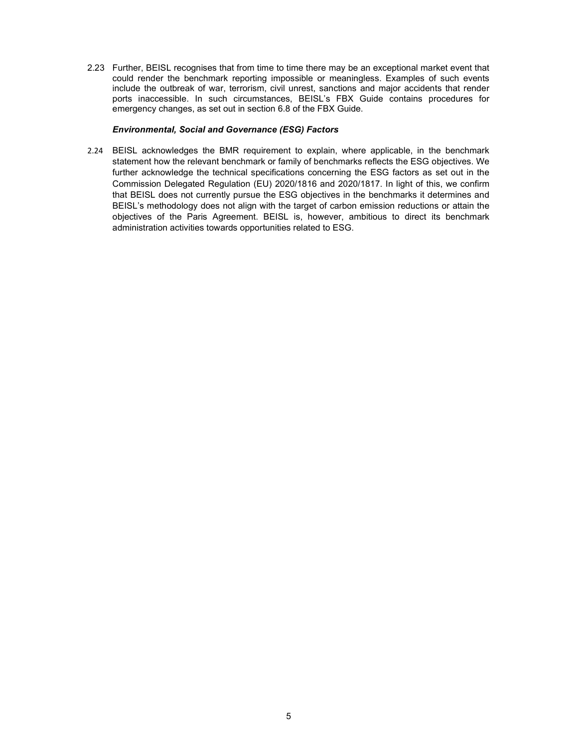2.23 Further, BEISL recognises that from time to time there may be an exceptional market event that could render the benchmark reporting impossible or meaningless. Examples of such events include the outbreak of war, terrorism, civil unrest, sanctions and major accidents that render ports inaccessible. In such circumstances, BEISL's FBX Guide contains procedures for emergency changes, as set out in section 6.8 of the FBX Guide.

***Environmental, Social and Governance (ESG) Factors***

2.24 BEISL acknowledges the BMR requirement to explain, where applicable, in the benchmark statement how the relevant benchmark or family of benchmarks reflects the ESG objectives. We further acknowledge the technical specifications concerning the ESG factors as set out in the Commission Delegated Regulation (EU) 2020/1816 and 2020/1817. In light of this, we confirm that BEISL does not currently pursue the ESG objectives in the benchmarks it determines and BEISL's methodology does not align with the target of carbon emission reductions or attain the objectives of the Paris Agreement. BEISL is, however, ambitious to direct its benchmark administration activities towards opportunities related to ESG.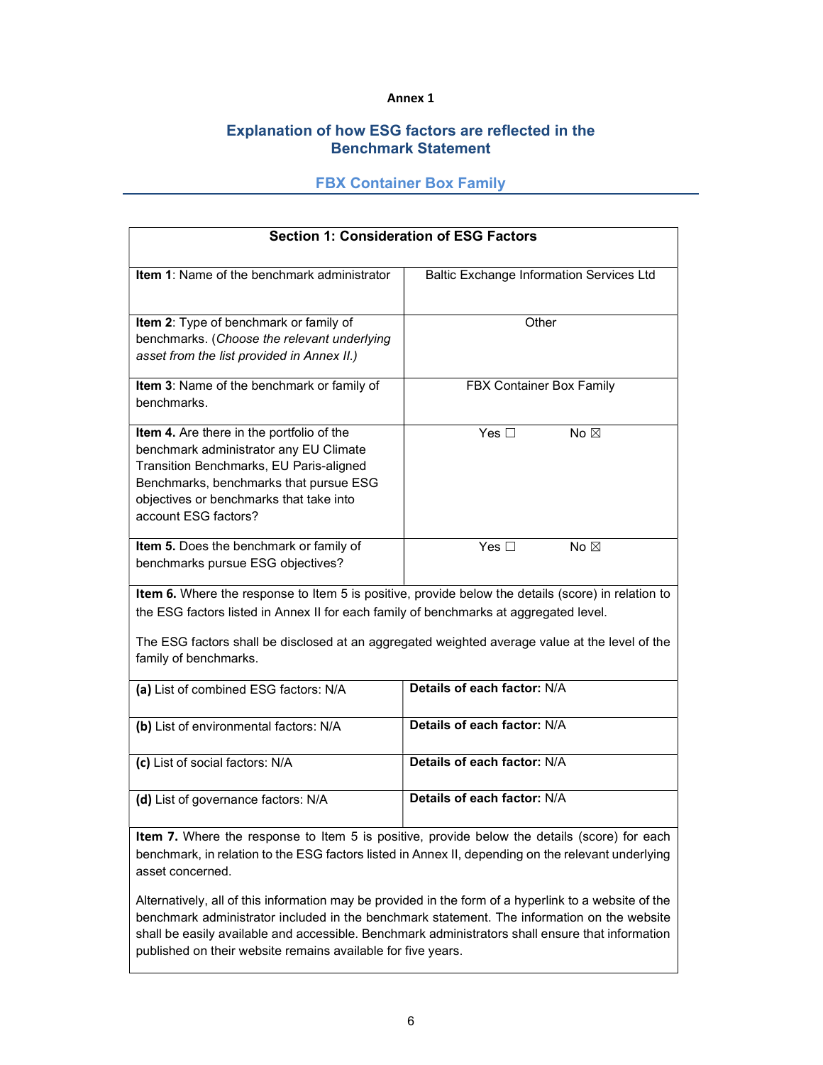**Annex 1**

## Explanation of how ESG factors are reflected in the Benchmark Statement

### FBX Container Box Family

| Section 1: Consideration of ESG Factors | |
|---|---|
| **Item 1**: Name of the benchmark administrator | Baltic Exchange Information Services Ltd |
| **Item 2**: Type of benchmark or family of benchmarks. (*Choose the relevant underlying asset from the list provided in Annex II.)* | Other |
| **Item 3**: Name of the benchmark or family of benchmarks. | FBX Container Box Family |
| **Item 4.** Are there in the portfolio of the benchmark administrator any EU Climate Transition Benchmarks, EU Paris-aligned Benchmarks, benchmarks that pursue ESG objectives or benchmarks that take into account ESG factors? | Yes ☐ No ☒ |
| **Item 5.** Does the benchmark or family of benchmarks pursue ESG objectives? | Yes ☐ No ☒ |
| **Item 6.** Where the response to Item 5 is positive, provide below the details (score) in relation to the ESG factors listed in Annex II for each family of benchmarks at aggregated level.<br><br>The ESG factors shall be disclosed at an aggregated weighted average value at the level of the family of benchmarks. | |
| **(a)** List of combined ESG factors: N/A | **Details of each factor:** N/A |
| **(b)** List of environmental factors: N/A | **Details of each factor:** N/A |
| **(c)** List of social factors: N/A | **Details of each factor:** N/A |
| **(d)** List of governance factors: N/A | **Details of each factor:** N/A |
| **Item 7.** Where the response to Item 5 is positive, provide below the details (score) for each benchmark, in relation to the ESG factors listed in Annex II, depending on the relevant underlying asset concerned.<br><br>Alternatively, all of this information may be provided in the form of a hyperlink to a website of the benchmark administrator included in the benchmark statement. The information on the website shall be easily available and accessible. Benchmark administrators shall ensure that information published on their website remains available for five years. | |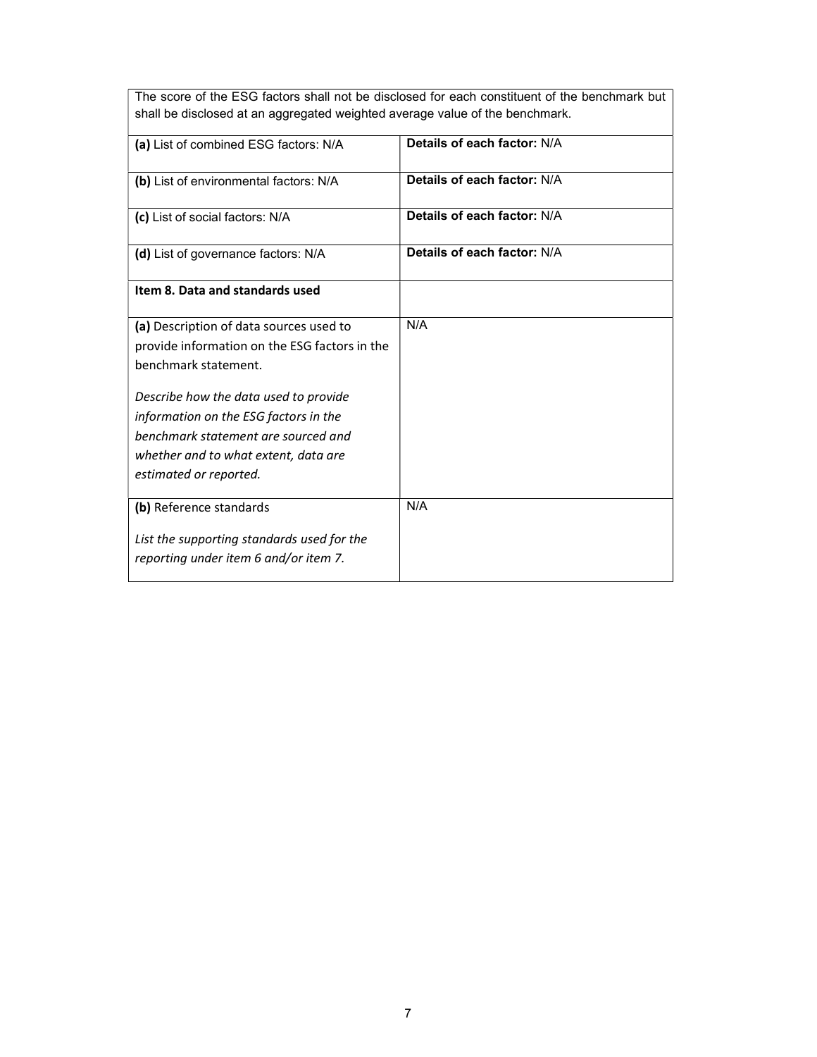| | |
|---|---|
| The score of the ESG factors shall not be disclosed for each constituent of the benchmark but shall be disclosed at an aggregated weighted average value of the benchmark. | |
| **(a)** List of combined ESG factors: N/A | **Details of each factor:** N/A |
| **(b)** List of environmental factors: N/A | **Details of each factor:** N/A |
| **(c)** List of social factors: N/A | **Details of each factor:** N/A |
| **(d)** List of governance factors: N/A | **Details of each factor:** N/A |
| **Item 8. Data and standards used** | |
| **(a)** Description of data sources used to provide information on the ESG factors in the benchmark statement.<br><br>*Describe how the data used to provide information on the ESG factors in the benchmark statement are sourced and whether and to what extent, data are estimated or reported.* | N/A |
| **(b)** Reference standards<br><br>*List the supporting standards used for the reporting under item 6 and/or item 7.* | N/A |